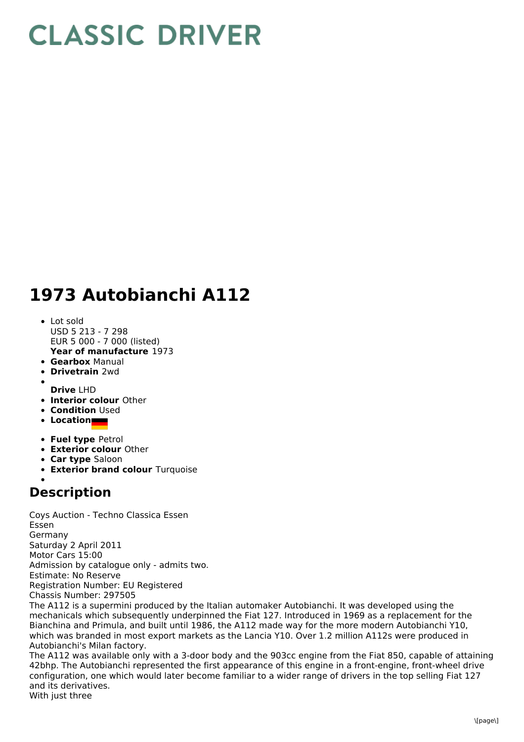# CLASSIC DRIVER

## 1973 Autobianchi A112

- Lot sold
  USD 5 213 - 7 298
  EUR 5 000 - 7 000 (listed)
  **Year of manufacture** 1973
- **Gearbox** Manual
- **Drivetrain** 2wd
- **Drive** LHD
- **Interior colour** Other
- **Condition** Used
- **Location**
- **Fuel type** Petrol
- **Exterior colour** Other
- **Car type** Saloon
- **Exterior brand colour** Turquoise

## Description

Coys Auction - Techno Classica Essen
Essen
Germany
Saturday 2 April 2011
Motor Cars 15:00
Admission by catalogue only - admits two.
Estimate: No Reserve
Registration Number: EU Registered
Chassis Number: 297505
The A112 is a supermini produced by the Italian automaker Autobianchi. It was developed using the mechanicals which subsequently underpinned the Fiat 127. Introduced in 1969 as a replacement for the Bianchina and Primula, and built until 1986, the A112 made way for the more modern Autobianchi Y10, which was branded in most export markets as the Lancia Y10. Over 1.2 million A112s were produced in Autobianchi's Milan factory.
The A112 was available only with a 3-door body and the 903cc engine from the Fiat 850, capable of attaining 42bhp. The Autobianchi represented the first appearance of this engine in a front-engine, front-wheel drive configuration, one which would later become familiar to a wider range of drivers in the top selling Fiat 127 and its derivatives.
With just three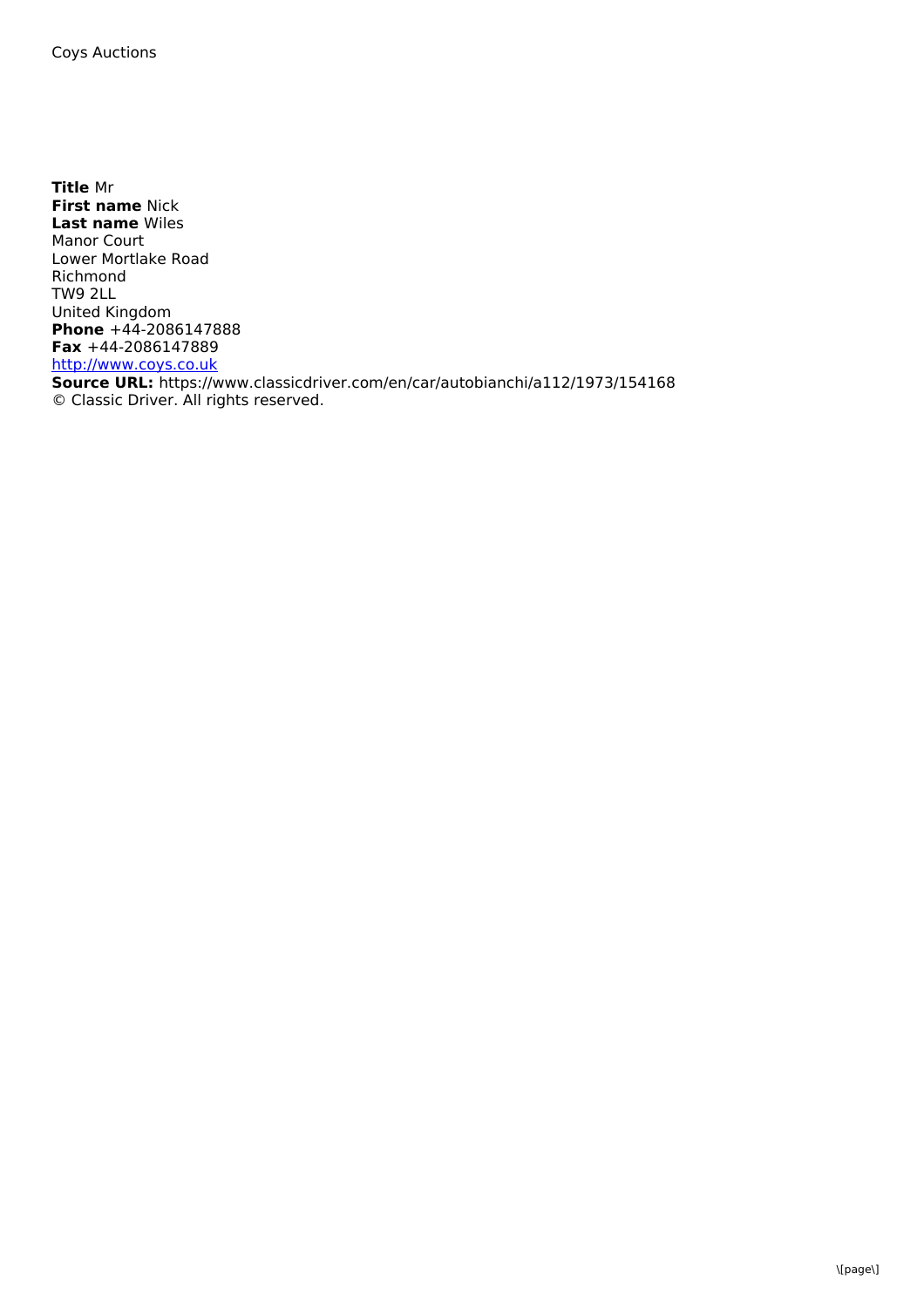Coys Auctions

**Title** Mr  
**First name** Nick  
**Last name** Wiles  
Manor Court  
Lower Mortlake Road  
Richmond  
TW9 2LL  
United Kingdom  
**Phone** +44-2086147888  
**Fax** +44-2086147889  
[http://www.coys.co.uk](http://www.coys.co.uk)  
**Source URL:** https://www.classicdriver.com/en/car/autobianchi/a112/1973/154168  
© Classic Driver. All rights reserved.